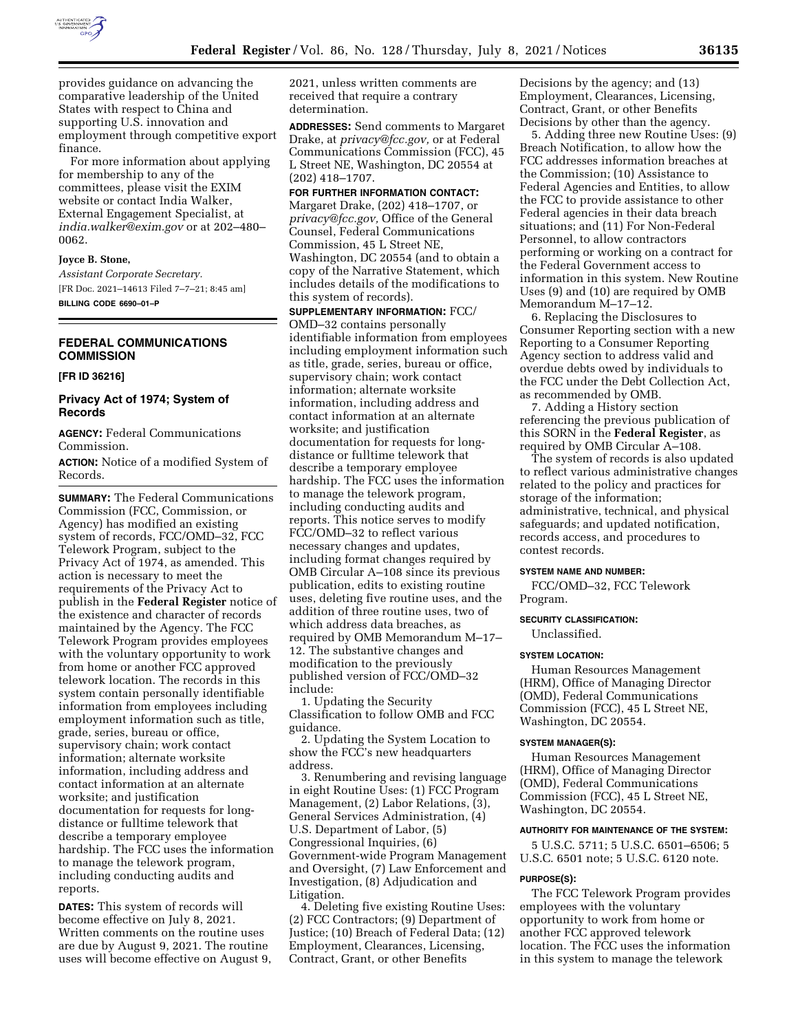provides guidance on advancing the comparative leadership of the United States with respect to China and supporting U.S. innovation and employment through competitive export finance.

For more information about applying for membership to any of the committees, please visit the EXIM website or contact India Walker, External Engagement Specialist, at *india.walker@exim.gov* or at 202–480–0062.

**Joyce B. Stone,**

*Assistant Corporate Secretary.*

[FR Doc. 2021–14613 Filed 7–7–21; 8:45 am]

**BILLING CODE 6690–01–P**

## FEDERAL COMMUNICATIONS COMMISSION

**[FR ID 36216]**

## Privacy Act of 1974; System of Records

**AGENCY:** Federal Communications Commission.

**ACTION:** Notice of a modified System of Records.

**SUMMARY:** The Federal Communications Commission (FCC, Commission, or Agency) has modified an existing system of records, FCC/OMD–32, FCC Telework Program, subject to the Privacy Act of 1974, as amended. This action is necessary to meet the requirements of the Privacy Act to publish in the **Federal Register** notice of the existence and character of records maintained by the Agency. The FCC Telework Program provides employees with the voluntary opportunity to work from home or another FCC approved telework location. The records in this system contain personally identifiable information from employees including employment information such as title, grade, series, bureau or office, supervisory chain; work contact information; alternate worksite information, including address and contact information at an alternate worksite; and justification documentation for requests for long-distance or fulltime telework that describe a temporary employee hardship. The FCC uses the information to manage the telework program, including conducting audits and reports.

**DATES:** This system of records will become effective on July 8, 2021. Written comments on the routine uses are due by August 9, 2021. The routine uses will become effective on August 9, 2021, unless written comments are received that require a contrary determination.

**ADDRESSES:** Send comments to Margaret Drake, at *privacy@fcc.gov,* or at Federal Communications Commission (FCC), 45 L Street NE, Washington, DC 20554 at (202) 418–1707.

**FOR FURTHER INFORMATION CONTACT:** Margaret Drake, (202) 418–1707, or *privacy@fcc.gov,* Office of the General Counsel, Federal Communications Commission, 45 L Street NE, Washington, DC 20554 (and to obtain a copy of the Narrative Statement, which includes details of the modifications to this system of records).

**SUPPLEMENTARY INFORMATION:** FCC/OMD–32 contains personally identifiable information from employees including employment information such as title, grade, series, bureau or office, supervisory chain; work contact information; alternate worksite information, including address and contact information at an alternate worksite; and justification documentation for requests for long-distance or fulltime telework that describe a temporary employee hardship. The FCC uses the information to manage the telework program, including conducting audits and reports. This notice serves to modify FCC/OMD–32 to reflect various necessary changes and updates, including format changes required by OMB Circular A–108 since its previous publication, edits to existing routine uses, deleting five routine uses, and the addition of three routine uses, two of which address data breaches, as required by OMB Memorandum M–17–12. The substantive changes and modification to the previously published version of FCC/OMD–32 include:

1. Updating the Security Classification to follow OMB and FCC guidance.

2. Updating the System Location to show the FCC's new headquarters address.

3. Renumbering and revising language in eight Routine Uses: (1) FCC Program Management, (2) Labor Relations, (3), General Services Administration, (4) U.S. Department of Labor, (5) Congressional Inquiries, (6) Government-wide Program Management and Oversight, (7) Law Enforcement and Investigation, (8) Adjudication and Litigation.

4. Deleting five existing Routine Uses: (2) FCC Contractors; (9) Department of Justice; (10) Breach of Federal Data; (12) Employment, Clearances, Licensing, Contract, Grant, or other Benefits Decisions by the agency; and (13) Employment, Clearances, Licensing, Contract, Grant, or other Benefits Decisions by other than the agency.

5. Adding three new Routine Uses: (9) Breach Notification, to allow how the FCC addresses information breaches at the Commission; (10) Assistance to Federal Agencies and Entities, to allow the FCC to provide assistance to other Federal agencies in their data breach situations; and (11) For Non-Federal Personnel, to allow contractors performing or working on a contract for the Federal Government access to information in this system. New Routine Uses (9) and (10) are required by OMB Memorandum M–17–12.

6. Replacing the Disclosures to Consumer Reporting section with a new Reporting to a Consumer Reporting Agency section to address valid and overdue debts owed by individuals to the FCC under the Debt Collection Act, as recommended by OMB.

7. Adding a History section referencing the previous publication of this SORN in the **Federal Register**, as required by OMB Circular A–108.

The system of records is also updated to reflect various administrative changes related to the policy and practices for storage of the information; administrative, technical, and physical safeguards; and updated notification, records access, and procedures to contest records.

#### SYSTEM NAME AND NUMBER:

FCC/OMD–32, FCC Telework Program.

#### SECURITY CLASSIFICATION:

Unclassified.

#### SYSTEM LOCATION:

Human Resources Management (HRM), Office of Managing Director (OMD), Federal Communications Commission (FCC), 45 L Street NE, Washington, DC 20554.

#### SYSTEM MANAGER(S):

Human Resources Management (HRM), Office of Managing Director (OMD), Federal Communications Commission (FCC), 45 L Street NE, Washington, DC 20554.

#### AUTHORITY FOR MAINTENANCE OF THE SYSTEM:

5 U.S.C. 5711; 5 U.S.C. 6501–6506; 5 U.S.C. 6501 note; 5 U.S.C. 6120 note.

#### PURPOSE(S):

The FCC Telework Program provides employees with the voluntary opportunity to work from home or another FCC approved telework location. The FCC uses the information in this system to manage the telework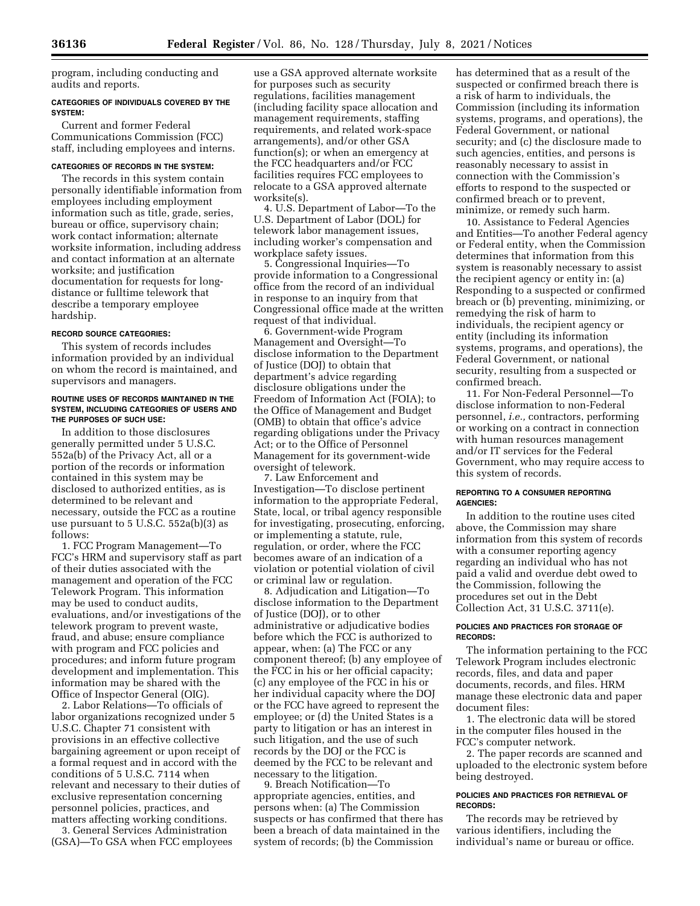program, including conducting and audits and reports.

#### CATEGORIES OF INDIVIDUALS COVERED BY THE SYSTEM:

Current and former Federal Communications Commission (FCC) staff, including employees and interns.

#### CATEGORIES OF RECORDS IN THE SYSTEM:

The records in this system contain personally identifiable information from employees including employment information such as title, grade, series, bureau or office, supervisory chain; work contact information; alternate worksite information, including address and contact information at an alternate worksite; and justification documentation for requests for long-distance or fulltime telework that describe a temporary employee hardship.

#### RECORD SOURCE CATEGORIES:

This system of records includes information provided by an individual on whom the record is maintained, and supervisors and managers.

#### ROUTINE USES OF RECORDS MAINTAINED IN THE SYSTEM, INCLUDING CATEGORIES OF USERS AND THE PURPOSES OF SUCH USE:

In addition to those disclosures generally permitted under 5 U.S.C. 552a(b) of the Privacy Act, all or a portion of the records or information contained in this system may be disclosed to authorized entities, as is determined to be relevant and necessary, outside the FCC as a routine use pursuant to 5 U.S.C. 552a(b)(3) as follows:

1. FCC Program Management—To FCC's HRM and supervisory staff as part of their duties associated with the management and operation of the FCC Telework Program. This information may be used to conduct audits, evaluations, and/or investigations of the telework program to prevent waste, fraud, and abuse; ensure compliance with program and FCC policies and procedures; and inform future program development and implementation. This information may be shared with the Office of Inspector General (OIG).

2. Labor Relations—To officials of labor organizations recognized under 5 U.S.C. Chapter 71 consistent with provisions in an effective collective bargaining agreement or upon receipt of a formal request and in accord with the conditions of 5 U.S.C. 7114 when relevant and necessary to their duties of exclusive representation concerning personnel policies, practices, and matters affecting working conditions.

3. General Services Administration (GSA)—To GSA when FCC employees use a GSA approved alternate worksite for purposes such as security regulations, facilities management (including facility space allocation and management requirements, staffing requirements, and related work-space arrangements), and/or other GSA function(s); or when an emergency at the FCC headquarters and/or FCC facilities requires FCC employees to relocate to a GSA approved alternate worksite(s).

4. U.S. Department of Labor—To the U.S. Department of Labor (DOL) for telework labor management issues, including worker's compensation and workplace safety issues.

5. Congressional Inquiries—To provide information to a Congressional office from the record of an individual in response to an inquiry from that Congressional office made at the written request of that individual.

6. Government-wide Program Management and Oversight—To disclose information to the Department of Justice (DOJ) to obtain that department's advice regarding disclosure obligations under the Freedom of Information Act (FOIA); to the Office of Management and Budget (OMB) to obtain that office's advice regarding obligations under the Privacy Act; or to the Office of Personnel Management for its government-wide oversight of telework.

7. Law Enforcement and Investigation—To disclose pertinent information to the appropriate Federal, State, local, or tribal agency responsible for investigating, prosecuting, enforcing, or implementing a statute, rule, regulation, or order, where the FCC becomes aware of an indication of a violation or potential violation of civil or criminal law or regulation.

8. Adjudication and Litigation—To disclose information to the Department of Justice (DOJ), or to other administrative or adjudicative bodies before which the FCC is authorized to appear, when: (a) The FCC or any component thereof; (b) any employee of the FCC in his or her official capacity; (c) any employee of the FCC in his or her individual capacity where the DOJ or the FCC have agreed to represent the employee; or (d) the United States is a party to litigation or has an interest in such litigation, and the use of such records by the DOJ or the FCC is deemed by the FCC to be relevant and necessary to the litigation.

9. Breach Notification—To appropriate agencies, entities, and persons when: (a) The Commission suspects or has confirmed that there has been a breach of data maintained in the system of records; (b) the Commission has determined that as a result of the suspected or confirmed breach there is a risk of harm to individuals, the Commission (including its information systems, programs, and operations), the Federal Government, or national security; and (c) the disclosure made to such agencies, entities, and persons is reasonably necessary to assist in connection with the Commission's efforts to respond to the suspected or confirmed breach or to prevent, minimize, or remedy such harm.

10. Assistance to Federal Agencies and Entities—To another Federal agency or Federal entity, when the Commission determines that information from this system is reasonably necessary to assist the recipient agency or entity in: (a) Responding to a suspected or confirmed breach or (b) preventing, minimizing, or remedying the risk of harm to individuals, the recipient agency or entity (including its information systems, programs, and operations), the Federal Government, or national security, resulting from a suspected or confirmed breach.

11. For Non-Federal Personnel—To disclose information to non-Federal personnel, *i.e.,* contractors, performing or working on a contract in connection with human resources management and/or IT services for the Federal Government, who may require access to this system of records.

#### REPORTING TO A CONSUMER REPORTING AGENCIES:

In addition to the routine uses cited above, the Commission may share information from this system of records with a consumer reporting agency regarding an individual who has not paid a valid and overdue debt owed to the Commission, following the procedures set out in the Debt Collection Act, 31 U.S.C. 3711(e).

#### POLICIES AND PRACTICES FOR STORAGE OF RECORDS:

The information pertaining to the FCC Telework Program includes electronic records, files, and data and paper documents, records, and files. HRM manage these electronic data and paper document files:

1. The electronic data will be stored in the computer files housed in the FCC's computer network.

2. The paper records are scanned and uploaded to the electronic system before being destroyed.

#### POLICIES AND PRACTICES FOR RETRIEVAL OF RECORDS:

The records may be retrieved by various identifiers, including the individual's name or bureau or office.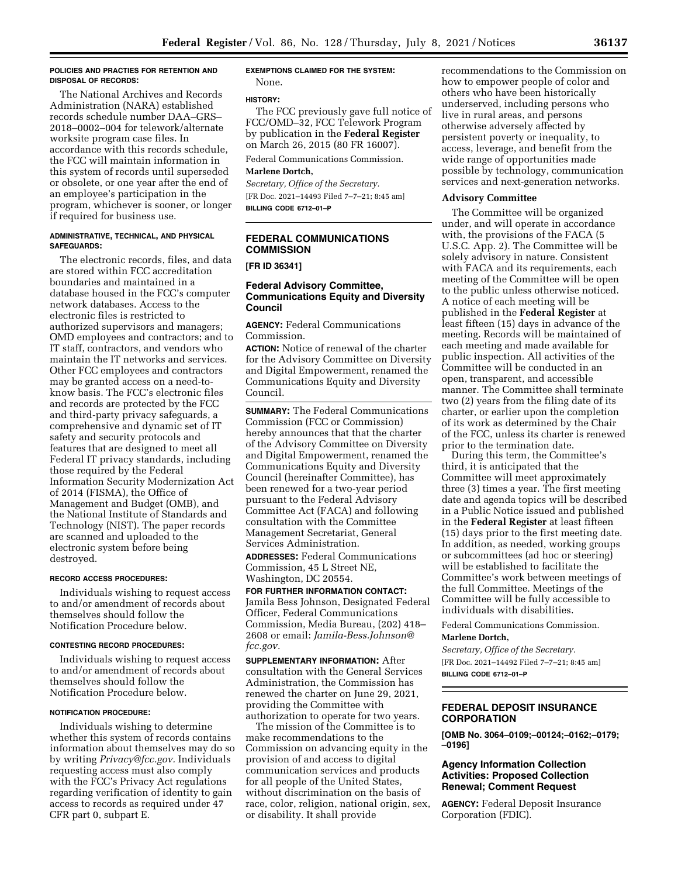**POLICIES AND PRACTIES FOR RETENTION AND DISPOSAL OF RECORDS:**

The National Archives and Records Administration (NARA) established records schedule number DAA–GRS–2018–0002–004 for telework/alternate worksite program case files. In accordance with this records schedule, the FCC will maintain information in this system of records until superseded or obsolete, or one year after the end of an employee's participation in the program, whichever is sooner, or longer if required for business use.

**ADMINISTRATIVE, TECHNICAL, AND PHYSICAL SAFEGUARDS:**

The electronic records, files, and data are stored within FCC accreditation boundaries and maintained in a database housed in the FCC's computer network databases. Access to the electronic files is restricted to authorized supervisors and managers; OMD employees and contractors; and to IT staff, contractors, and vendors who maintain the IT networks and services. Other FCC employees and contractors may be granted access on a need-to-know basis. The FCC's electronic files and records are protected by the FCC and third-party privacy safeguards, a comprehensive and dynamic set of IT safety and security protocols and features that are designed to meet all Federal IT privacy standards, including those required by the Federal Information Security Modernization Act of 2014 (FISMA), the Office of Management and Budget (OMB), and the National Institute of Standards and Technology (NIST). The paper records are scanned and uploaded to the electronic system before being destroyed.

**RECORD ACCESS PROCEDURES:**

Individuals wishing to request access to and/or amendment of records about themselves should follow the Notification Procedure below.

**CONTESTING RECORD PROCEDURES:**

Individuals wishing to request access to and/or amendment of records about themselves should follow the Notification Procedure below.

**NOTIFICATION PROCEDURE:**

Individuals wishing to determine whether this system of records contains information about themselves may do so by writing *Privacy@fcc.gov.* Individuals requesting access must also comply with the FCC's Privacy Act regulations regarding verification of identity to gain access to records as required under 47 CFR part 0, subpart E.

**EXEMPTIONS CLAIMED FOR THE SYSTEM:**

None.

**HISTORY:**

The FCC previously gave full notice of FCC/OMD–32, FCC Telework Program by publication in the **Federal Register** on March 26, 2015 (80 FR 16007).

Federal Communications Commission.

**Marlene Dortch,**

*Secretary, Office of the Secretary.*

[FR Doc. 2021–14493 Filed 7–7–21; 8:45 am]

**BILLING CODE 6712–01–P**

## FEDERAL COMMUNICATIONS COMMISSION

**[FR ID 36341]**

### Federal Advisory Committee, Communications Equity and Diversity Council

**AGENCY:** Federal Communications Commission.

**ACTION:** Notice of renewal of the charter for the Advisory Committee on Diversity and Digital Empowerment, renamed the Communications Equity and Diversity Council.

**SUMMARY:** The Federal Communications Commission (FCC or Commission) hereby announces that that the charter of the Advisory Committee on Diversity and Digital Empowerment, renamed the Communications Equity and Diversity Council (hereinafter Committee), has been renewed for a two-year period pursuant to the Federal Advisory Committee Act (FACA) and following consultation with the Committee Management Secretariat, General Services Administration.

**ADDRESSES:** Federal Communications Commission, 45 L Street NE, Washington, DC 20554.

**FOR FURTHER INFORMATION CONTACT:** Jamila Bess Johnson, Designated Federal Officer, Federal Communications Commission, Media Bureau, (202) 418–2608 or email: *Jamila-Bess.Johnson@fcc.gov.*

**SUPPLEMENTARY INFORMATION:** After consultation with the General Services Administration, the Commission has renewed the charter on June 29, 2021, providing the Committee with authorization to operate for two years.

The mission of the Committee is to make recommendations to the Commission on advancing equity in the provision of and access to digital communication services and products for all people of the United States, without discrimination on the basis of race, color, religion, national origin, sex, or disability. It shall provide recommendations to the Commission on how to empower people of color and others who have been historically underserved, including persons who live in rural areas, and persons otherwise adversely affected by persistent poverty or inequality, to access, leverage, and benefit from the wide range of opportunities made possible by technology, communication services and next-generation networks.

#### Advisory Committee

The Committee will be organized under, and will operate in accordance with, the provisions of the FACA (5 U.S.C. App. 2). The Committee will be solely advisory in nature. Consistent with FACA and its requirements, each meeting of the Committee will be open to the public unless otherwise noticed. A notice of each meeting will be published in the **Federal Register** at least fifteen (15) days in advance of the meeting. Records will be maintained of each meeting and made available for public inspection. All activities of the Committee will be conducted in an open, transparent, and accessible manner. The Committee shall terminate two (2) years from the filing date of its charter, or earlier upon the completion of its work as determined by the Chair of the FCC, unless its charter is renewed prior to the termination date.

During this term, the Committee's third, it is anticipated that the Committee will meet approximately three (3) times a year. The first meeting date and agenda topics will be described in a Public Notice issued and published in the **Federal Register** at least fifteen (15) days prior to the first meeting date. In addition, as needed, working groups or subcommittees (ad hoc or steering) will be established to facilitate the Committee's work between meetings of the full Committee. Meetings of the Committee will be fully accessible to individuals with disabilities.

Federal Communications Commission.

**Marlene Dortch,**

*Secretary, Office of the Secretary.*

[FR Doc. 2021–14492 Filed 7–7–21; 8:45 am]

**BILLING CODE 6712–01–P**

## FEDERAL DEPOSIT INSURANCE CORPORATION

**[OMB No. 3064–0109;–00124;–0162;–0179;–0196]**

### Agency Information Collection Activities: Proposed Collection Renewal; Comment Request

**AGENCY:** Federal Deposit Insurance Corporation (FDIC).